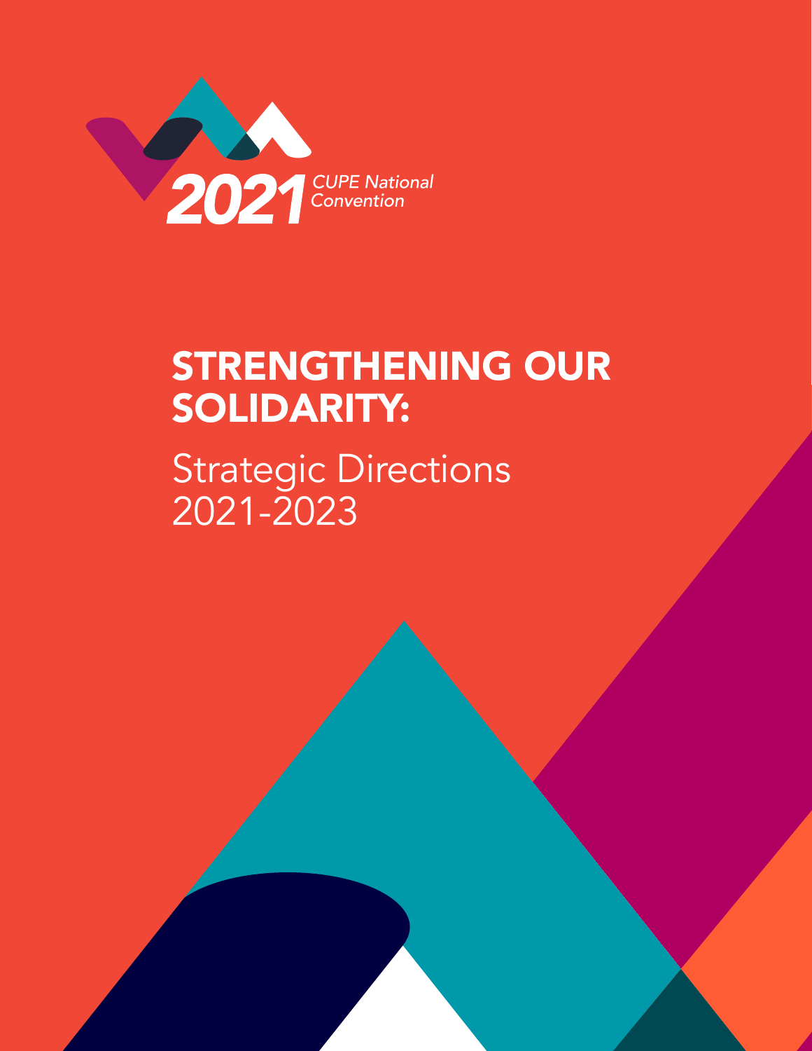2021 CUPE National Convention

# STRENGTHENING OUR SOLIDARITY:

## Strategic Directions 2021-2023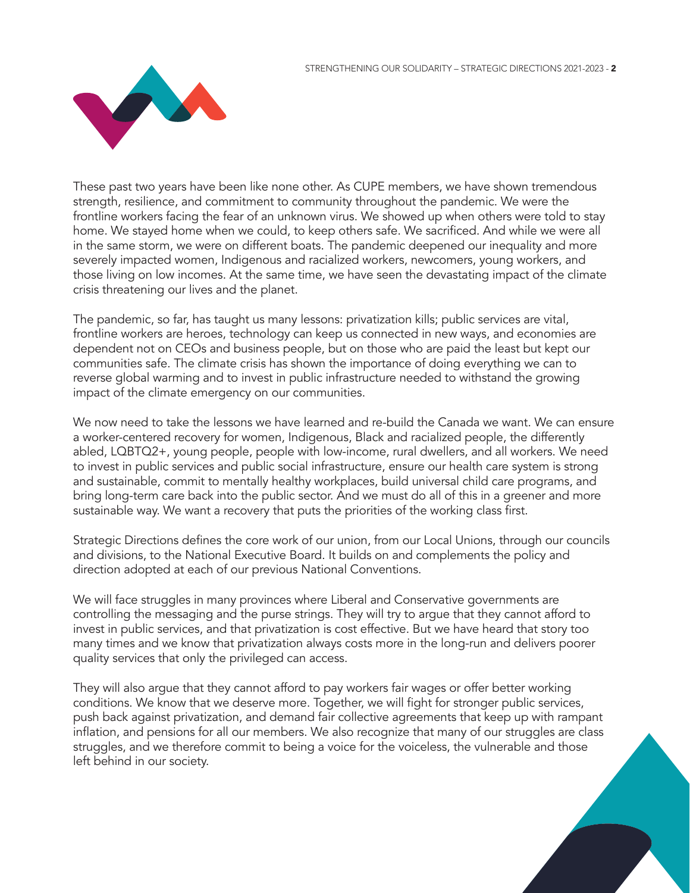These past two years have been like none other. As CUPE members, we have shown tremendous strength, resilience, and commitment to community throughout the pandemic. We were the frontline workers facing the fear of an unknown virus. We showed up when others were told to stay home. We stayed home when we could, to keep others safe. We sacrificed. And while we were all in the same storm, we were on different boats. The pandemic deepened our inequality and more severely impacted women, Indigenous and racialized workers, newcomers, young workers, and those living on low incomes. At the same time, we have seen the devastating impact of the climate crisis threatening our lives and the planet.

The pandemic, so far, has taught us many lessons: privatization kills; public services are vital, frontline workers are heroes, technology can keep us connected in new ways, and economies are dependent not on CEOs and business people, but on those who are paid the least but kept our communities safe. The climate crisis has shown the importance of doing everything we can to reverse global warming and to invest in public infrastructure needed to withstand the growing impact of the climate emergency on our communities.

We now need to take the lessons we have learned and re-build the Canada we want. We can ensure a worker-centered recovery for women, Indigenous, Black and racialized people, the differently abled, LQBTQ2+, young people, people with low-income, rural dwellers, and all workers. We need to invest in public services and public social infrastructure, ensure our health care system is strong and sustainable, commit to mentally healthy workplaces, build universal child care programs, and bring long-term care back into the public sector. And we must do all of this in a greener and more sustainable way. We want a recovery that puts the priorities of the working class first.

Strategic Directions defines the core work of our union, from our Local Unions, through our councils and divisions, to the National Executive Board. It builds on and complements the policy and direction adopted at each of our previous National Conventions.

We will face struggles in many provinces where Liberal and Conservative governments are controlling the messaging and the purse strings. They will try to argue that they cannot afford to invest in public services, and that privatization is cost effective. But we have heard that story too many times and we know that privatization always costs more in the long-run and delivers poorer quality services that only the privileged can access.

They will also argue that they cannot afford to pay workers fair wages or offer better working conditions. We know that we deserve more. Together, we will fight for stronger public services, push back against privatization, and demand fair collective agreements that keep up with rampant inflation, and pensions for all our members. We also recognize that many of our struggles are class struggles, and we therefore commit to being a voice for the voiceless, the vulnerable and those left behind in our society.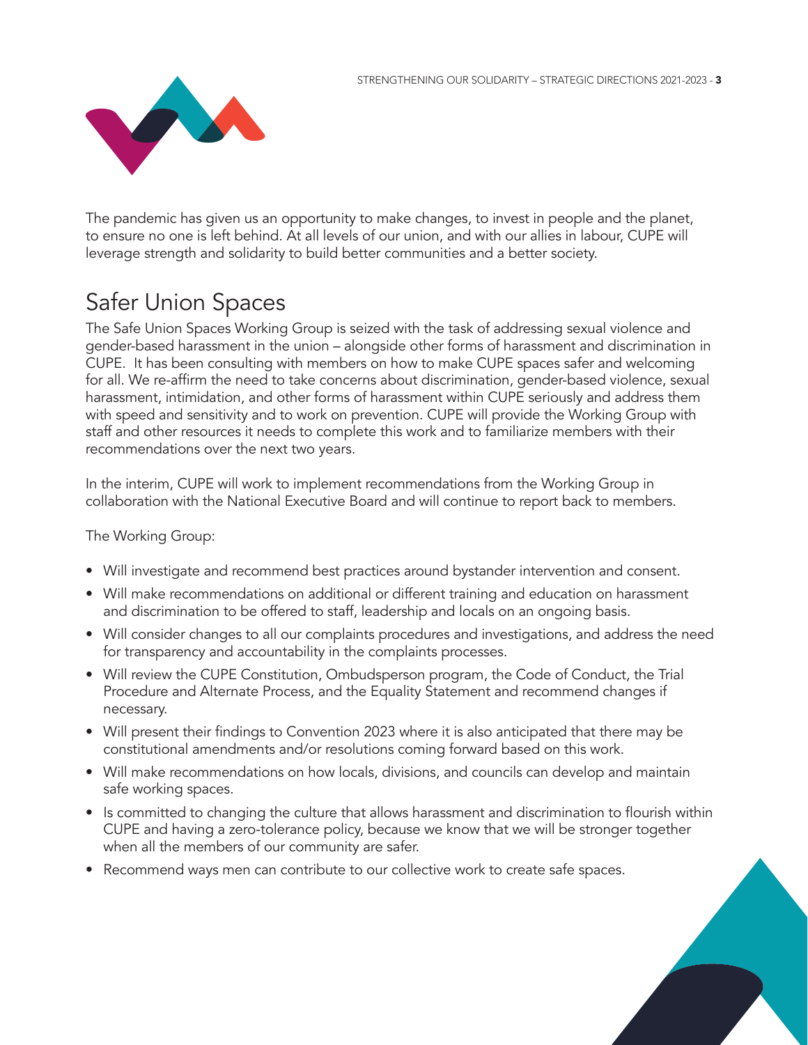The pandemic has given us an opportunity to make changes, to invest in people and the planet, to ensure no one is left behind. At all levels of our union, and with our allies in labour, CUPE will leverage strength and solidarity to build better communities and a better society.

## Safer Union Spaces

The Safe Union Spaces Working Group is seized with the task of addressing sexual violence and gender-based harassment in the union – alongside other forms of harassment and discrimination in CUPE. It has been consulting with members on how to make CUPE spaces safer and welcoming for all. We re-affirm the need to take concerns about discrimination, gender-based violence, sexual harassment, intimidation, and other forms of harassment within CUPE seriously and address them with speed and sensitivity and to work on prevention. CUPE will provide the Working Group with staff and other resources it needs to complete this work and to familiarize members with their recommendations over the next two years.

In the interim, CUPE will work to implement recommendations from the Working Group in collaboration with the National Executive Board and will continue to report back to members.

The Working Group:

- Will investigate and recommend best practices around bystander intervention and consent.
- Will make recommendations on additional or different training and education on harassment and discrimination to be offered to staff, leadership and locals on an ongoing basis.
- Will consider changes to all our complaints procedures and investigations, and address the need for transparency and accountability in the complaints processes.
- Will review the CUPE Constitution, Ombudsperson program, the Code of Conduct, the Trial Procedure and Alternate Process, and the Equality Statement and recommend changes if necessary.
- Will present their findings to Convention 2023 where it is also anticipated that there may be constitutional amendments and/or resolutions coming forward based on this work.
- Will make recommendations on how locals, divisions, and councils can develop and maintain safe working spaces.
- Is committed to changing the culture that allows harassment and discrimination to flourish within CUPE and having a zero-tolerance policy, because we know that we will be stronger together when all the members of our community are safer.
- Recommend ways men can contribute to our collective work to create safe spaces.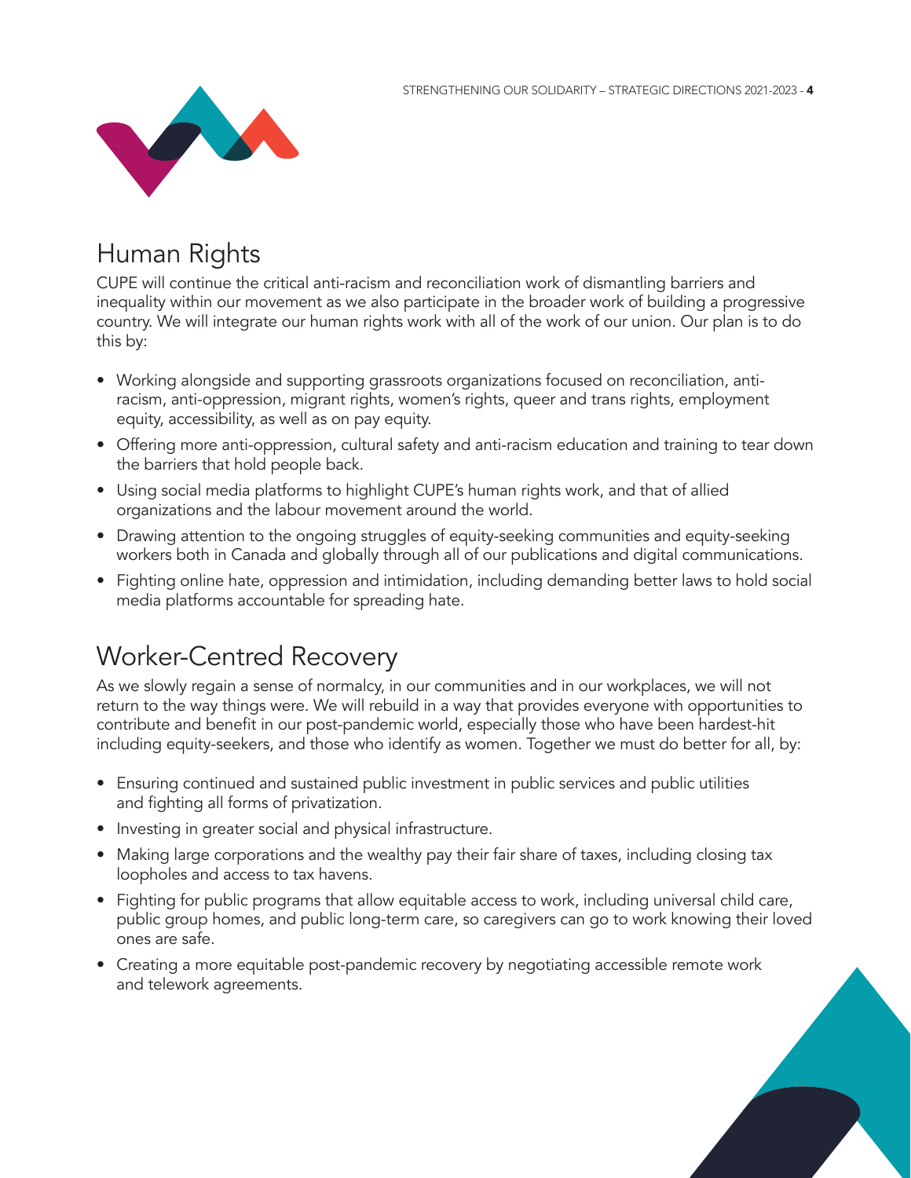## Human Rights

CUPE will continue the critical anti-racism and reconciliation work of dismantling barriers and inequality within our movement as we also participate in the broader work of building a progressive country. We will integrate our human rights work with all of the work of our union. Our plan is to do this by:

- Working alongside and supporting grassroots organizations focused on reconciliation, anti-racism, anti-oppression, migrant rights, women's rights, queer and trans rights, employment equity, accessibility, as well as on pay equity.
- Offering more anti-oppression, cultural safety and anti-racism education and training to tear down the barriers that hold people back.
- Using social media platforms to highlight CUPE's human rights work, and that of allied organizations and the labour movement around the world.
- Drawing attention to the ongoing struggles of equity-seeking communities and equity-seeking workers both in Canada and globally through all of our publications and digital communications.
- Fighting online hate, oppression and intimidation, including demanding better laws to hold social media platforms accountable for spreading hate.

## Worker-Centred Recovery

As we slowly regain a sense of normalcy, in our communities and in our workplaces, we will not return to the way things were. We will rebuild in a way that provides everyone with opportunities to contribute and benefit in our post-pandemic world, especially those who have been hardest-hit including equity-seekers, and those who identify as women. Together we must do better for all, by:

- Ensuring continued and sustained public investment in public services and public utilities and fighting all forms of privatization.
- Investing in greater social and physical infrastructure.
- Making large corporations and the wealthy pay their fair share of taxes, including closing tax loopholes and access to tax havens.
- Fighting for public programs that allow equitable access to work, including universal child care, public group homes, and public long-term care, so caregivers can go to work knowing their loved ones are safe.
- Creating a more equitable post-pandemic recovery by negotiating accessible remote work and telework agreements.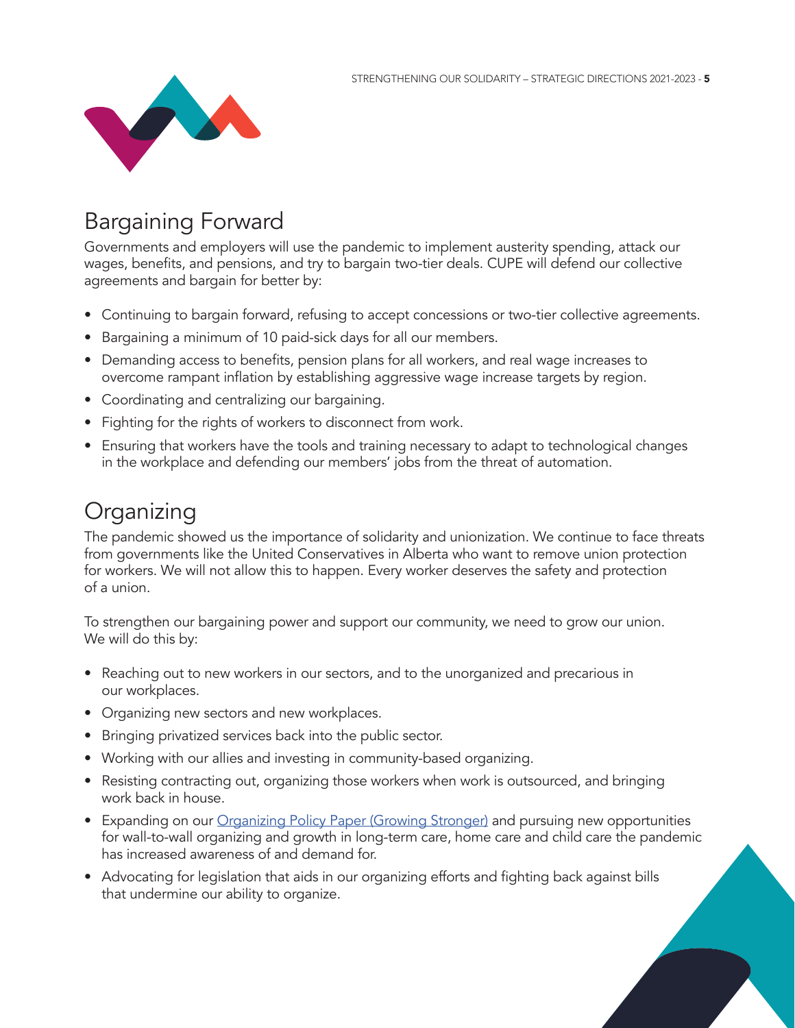## Bargaining Forward

Governments and employers will use the pandemic to implement austerity spending, attack our wages, benefits, and pensions, and try to bargain two-tier deals. CUPE will defend our collective agreements and bargain for better by:

- Continuing to bargain forward, refusing to accept concessions or two-tier collective agreements.
- Bargaining a minimum of 10 paid-sick days for all our members.
- Demanding access to benefits, pension plans for all workers, and real wage increases to overcome rampant inflation by establishing aggressive wage increase targets by region.
- Coordinating and centralizing our bargaining.
- Fighting for the rights of workers to disconnect from work.
- Ensuring that workers have the tools and training necessary to adapt to technological changes in the workplace and defending our members' jobs from the threat of automation.

## Organizing

The pandemic showed us the importance of solidarity and unionization. We continue to face threats from governments like the United Conservatives in Alberta who want to remove union protection for workers. We will not allow this to happen. Every worker deserves the safety and protection of a union.

To strengthen our bargaining power and support our community, we need to grow our union. We will do this by:

- Reaching out to new workers in our sectors, and to the unorganized and precarious in our workplaces.
- Organizing new sectors and new workplaces.
- Bringing privatized services back into the public sector.
- Working with our allies and investing in community-based organizing.
- Resisting contracting out, organizing those workers when work is outsourced, and bringing work back in house.
- Expanding on our Organizing Policy Paper (Growing Stronger) and pursuing new opportunities for wall-to-wall organizing and growth in long-term care, home care and child care the pandemic has increased awareness of and demand for.
- Advocating for legislation that aids in our organizing efforts and fighting back against bills that undermine our ability to organize.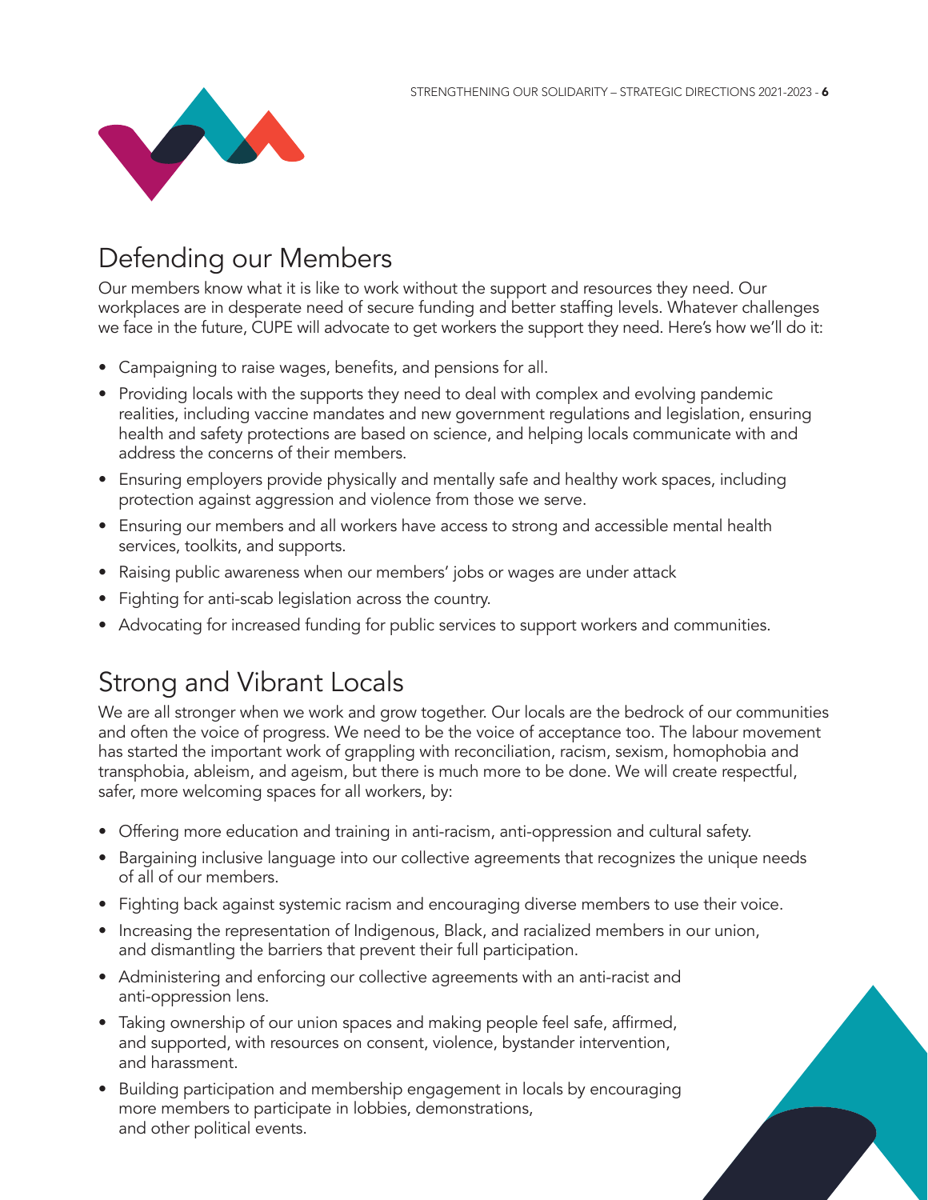## Defending our Members

Our members know what it is like to work without the support and resources they need. Our workplaces are in desperate need of secure funding and better staffing levels. Whatever challenges we face in the future, CUPE will advocate to get workers the support they need. Here's how we'll do it:

- Campaigning to raise wages, benefits, and pensions for all.
- Providing locals with the supports they need to deal with complex and evolving pandemic realities, including vaccine mandates and new government regulations and legislation, ensuring health and safety protections are based on science, and helping locals communicate with and address the concerns of their members.
- Ensuring employers provide physically and mentally safe and healthy work spaces, including protection against aggression and violence from those we serve.
- Ensuring our members and all workers have access to strong and accessible mental health services, toolkits, and supports.
- Raising public awareness when our members' jobs or wages are under attack
- Fighting for anti-scab legislation across the country.
- Advocating for increased funding for public services to support workers and communities.

## Strong and Vibrant Locals

We are all stronger when we work and grow together. Our locals are the bedrock of our communities and often the voice of progress. We need to be the voice of acceptance too. The labour movement has started the important work of grappling with reconciliation, racism, sexism, homophobia and transphobia, ableism, and ageism, but there is much more to be done. We will create respectful, safer, more welcoming spaces for all workers, by:

- Offering more education and training in anti-racism, anti-oppression and cultural safety.
- Bargaining inclusive language into our collective agreements that recognizes the unique needs of all of our members.
- Fighting back against systemic racism and encouraging diverse members to use their voice.
- Increasing the representation of Indigenous, Black, and racialized members in our union, and dismantling the barriers that prevent their full participation.
- Administering and enforcing our collective agreements with an anti-racist and anti-oppression lens.
- Taking ownership of our union spaces and making people feel safe, affirmed, and supported, with resources on consent, violence, bystander intervention, and harassment.
- Building participation and membership engagement in locals by encouraging more members to participate in lobbies, demonstrations, and other political events.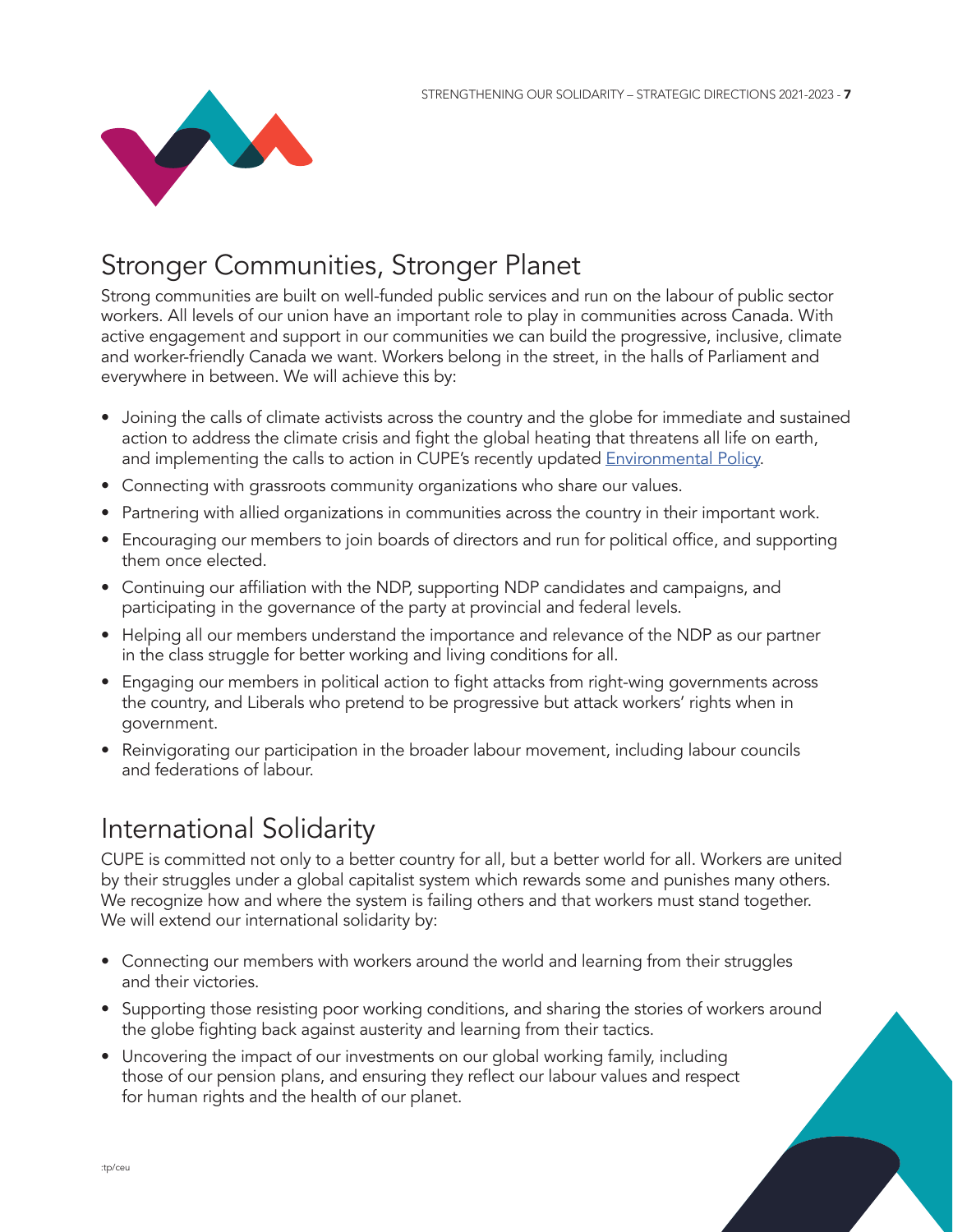## Stronger Communities, Stronger Planet

Strong communities are built on well-funded public services and run on the labour of public sector workers. All levels of our union have an important role to play in communities across Canada. With active engagement and support in our communities we can build the progressive, inclusive, climate and worker-friendly Canada we want. Workers belong in the street, in the halls of Parliament and everywhere in between. We will achieve this by:

- Joining the calls of climate activists across the country and the globe for immediate and sustained action to address the climate crisis and fight the global heating that threatens all life on earth, and implementing the calls to action in CUPE's recently updated Environmental Policy.
- Connecting with grassroots community organizations who share our values.
- Partnering with allied organizations in communities across the country in their important work.
- Encouraging our members to join boards of directors and run for political office, and supporting them once elected.
- Continuing our affiliation with the NDP, supporting NDP candidates and campaigns, and participating in the governance of the party at provincial and federal levels.
- Helping all our members understand the importance and relevance of the NDP as our partner in the class struggle for better working and living conditions for all.
- Engaging our members in political action to fight attacks from right-wing governments across the country, and Liberals who pretend to be progressive but attack workers' rights when in government.
- Reinvigorating our participation in the broader labour movement, including labour councils and federations of labour.

## International Solidarity

CUPE is committed not only to a better country for all, but a better world for all. Workers are united by their struggles under a global capitalist system which rewards some and punishes many others. We recognize how and where the system is failing others and that workers must stand together. We will extend our international solidarity by:

- Connecting our members with workers around the world and learning from their struggles and their victories.
- Supporting those resisting poor working conditions, and sharing the stories of workers around the globe fighting back against austerity and learning from their tactics.
- Uncovering the impact of our investments on our global working family, including those of our pension plans, and ensuring they reflect our labour values and respect for human rights and the health of our planet.

:tp/ceu